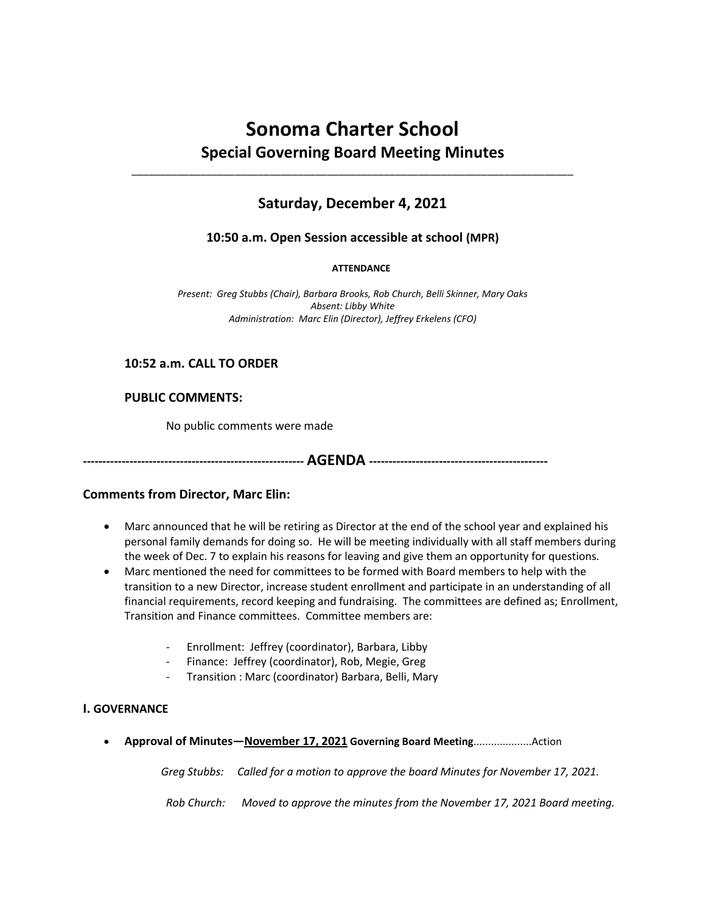# Sonoma Charter School

## Special Governing Board Meeting Minutes

---

## Saturday, December 4, 2021

### 10:50 a.m. Open Session accessible at school (MPR)

**ATTENDANCE**

*Present: Greg Stubbs (Chair), Barbara Brooks, Rob Church, Belli Skinner, Mary Oaks*
*Absent: Libby White*
*Administration: Marc Elin (Director), Jeffrey Erkelens (CFO)*

### 10:52 a.m. CALL TO ORDER

### PUBLIC COMMENTS:

No public comments were made

**-------------------------------------------------------- AGENDA ---------------------------------------------**

### Comments from Director, Marc Elin:

- Marc announced that he will be retiring as Director at the end of the school year and explained his personal family demands for doing so. He will be meeting individually with all staff members during the week of Dec. 7 to explain his reasons for leaving and give them an opportunity for questions.
- Marc mentioned the need for committees to be formed with Board members to help with the transition to a new Director, increase student enrollment and participate in an understanding of all financial requirements, record keeping and fundraising. The committees are defined as; Enrollment, Transition and Finance committees. Committee members are:
    - Enrollment: Jeffrey (coordinator), Barbara, Libby
    - Finance: Jeffrey (coordinator), Rob, Megie, Greg
    - Transition : Marc (coordinator) Barbara, Belli, Mary

### I. GOVERNANCE

- **Approval of Minutes—November 17, 2021 Governing Board Meeting**...................Action

*Greg Stubbs: Called for a motion to approve the board Minutes for November 17, 2021.*

*Rob Church: Moved to approve the minutes from the November 17, 2021 Board meeting.*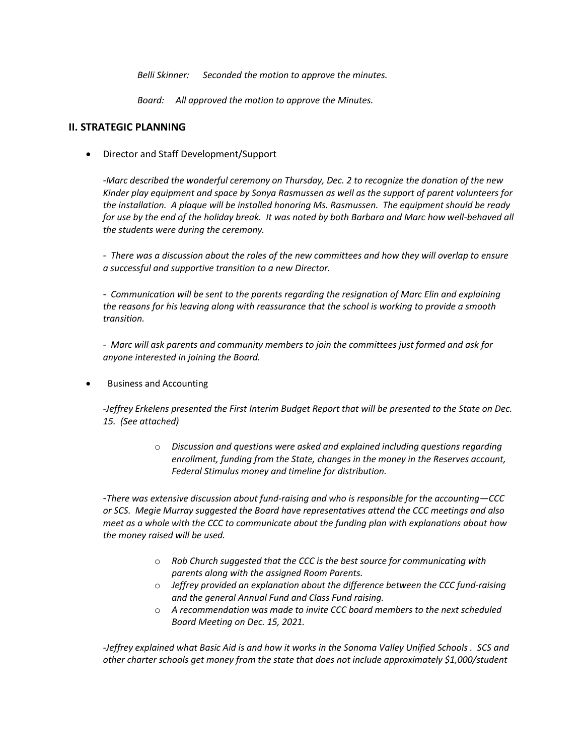*Belli Skinner: Seconded the motion to approve the minutes.*

*Board: All approved the motion to approve the Minutes.*

## II. STRATEGIC PLANNING

- Director and Staff Development/Support

  *-Marc described the wonderful ceremony on Thursday, Dec. 2 to recognize the donation of the new Kinder play equipment and space by Sonya Rasmussen as well as the support of parent volunteers for the installation. A plaque will be installed honoring Ms. Rasmussen. The equipment should be ready for use by the end of the holiday break. It was noted by both Barbara and Marc how well-behaved all the students were during the ceremony.*

  *- There was a discussion about the roles of the new committees and how they will overlap to ensure a successful and supportive transition to a new Director.*

  *- Communication will be sent to the parents regarding the resignation of Marc Elin and explaining the reasons for his leaving along with reassurance that the school is working to provide a smooth transition.*

  *- Marc will ask parents and community members to join the committees just formed and ask for anyone interested in joining the Board.*

- Business and Accounting

  *-Jeffrey Erkelens presented the First Interim Budget Report that will be presented to the State on Dec. 15. (See attached)*

  - *Discussion and questions were asked and explained including questions regarding enrollment, funding from the State, changes in the money in the Reserves account, Federal Stimulus money and timeline for distribution.*

  *-There was extensive discussion about fund-raising and who is responsible for the accounting—CCC or SCS. Megie Murray suggested the Board have representatives attend the CCC meetings and also meet as a whole with the CCC to communicate about the funding plan with explanations about how the money raised will be used.*

  - *Rob Church suggested that the CCC is the best source for communicating with parents along with the assigned Room Parents.*
  - *Jeffrey provided an explanation about the difference between the CCC fund-raising and the general Annual Fund and Class Fund raising.*
  - *A recommendation was made to invite CCC board members to the next scheduled Board Meeting on Dec. 15, 2021.*

  *-Jeffrey explained what Basic Aid is and how it works in the Sonoma Valley Unified Schools . SCS and other charter schools get money from the state that does not include approximately $1,000/student*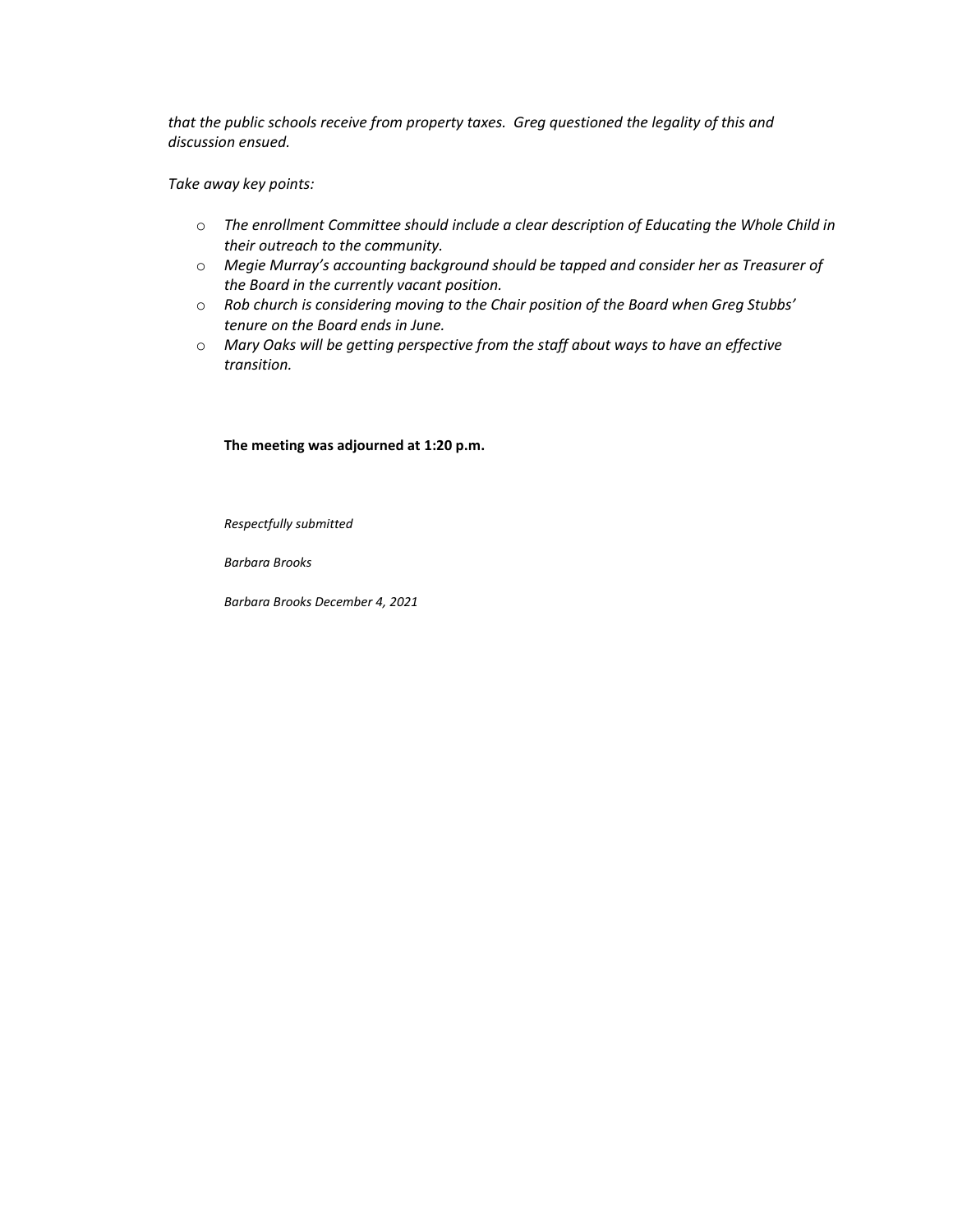*that the public schools receive from property taxes. Greg questioned the legality of this and discussion ensued.*

*Take away key points:*

- *The enrollment Committee should include a clear description of Educating the Whole Child in their outreach to the community.*
- *Megie Murray's accounting background should be tapped and consider her as Treasurer of the Board in the currently vacant position.*
- *Rob church is considering moving to the Chair position of the Board when Greg Stubbs' tenure on the Board ends in June.*
- *Mary Oaks will be getting perspective from the staff about ways to have an effective transition.*

**The meeting was adjourned at 1:20 p.m.**

*Respectfully submitted*

*Barbara Brooks*

*Barbara Brooks December 4, 2021*